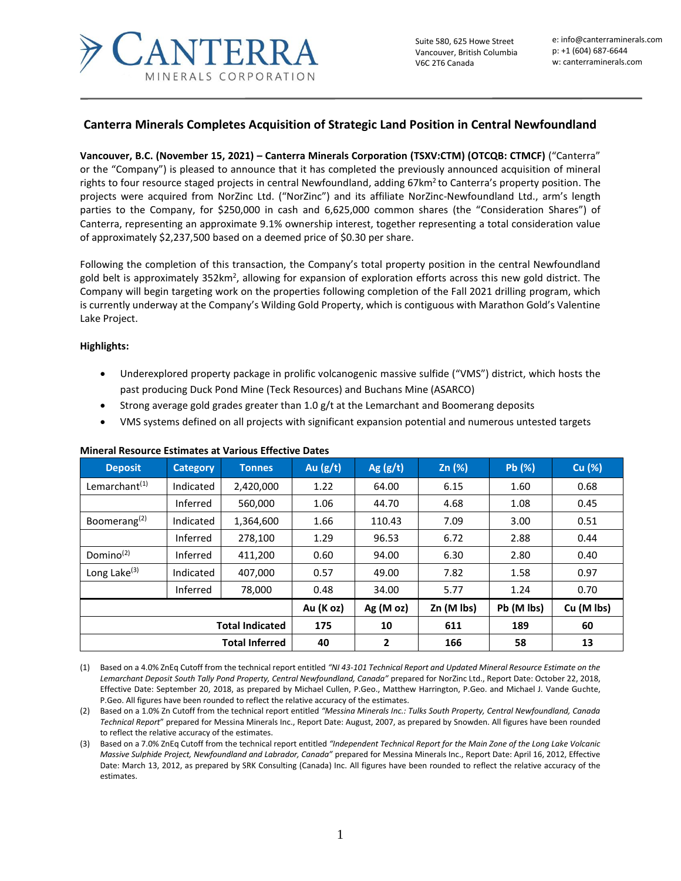Suite 580, 625 Howe Street
Vancouver, British Columbia
V6C 2T6 Canada

e: info@canterraminerals.com
p: +1 (604) 687-6644
w: canterraminerals.com

## Canterra Minerals Completes Acquisition of Strategic Land Position in Central Newfoundland

**Vancouver, B.C. (November 15, 2021) – Canterra Minerals Corporation (TSXV:CTM) (OTCQB: CTMCF)** ("Canterra" or the "Company") is pleased to announce that it has completed the previously announced acquisition of mineral rights to four resource staged projects in central Newfoundland, adding 67km$^2$ to Canterra's property position. The projects were acquired from NorZinc Ltd. ("NorZinc") and its affiliate NorZinc-Newfoundland Ltd., arm's length parties to the Company, for $250,000 in cash and 6,625,000 common shares (the "Consideration Shares") of Canterra, representing an approximate 9.1% ownership interest, together representing a total consideration value of approximately $2,237,500 based on a deemed price of $0.30 per share.

Following the completion of this transaction, the Company's total property position in the central Newfoundland gold belt is approximately 352km$^2$, allowing for expansion of exploration efforts across this new gold district. The Company will begin targeting work on the properties following completion of the Fall 2021 drilling program, which is currently underway at the Company's Wilding Gold Property, which is contiguous with Marathon Gold's Valentine Lake Project.

**Highlights:**

- Underexplored property package in prolific volcanogenic massive sulfide ("VMS") district, which hosts the past producing Duck Pond Mine (Teck Resources) and Buchans Mine (ASARCO)
- Strong average gold grades greater than 1.0 g/t at the Lemarchant and Boomerang deposits
- VMS systems defined on all projects with significant expansion potential and numerous untested targets

**Mineral Resource Estimates at Various Effective Dates**

| Deposit | Category | Tonnes | Au (g/t) | Ag (g/t) | Zn (%) | Pb (%) | Cu (%) |
|---|---|---|---|---|---|---|---|
| Lemarchant[(1)] | Indicated | 2,420,000 | 1.22 | 64.00 | 6.15 | 1.60 | 0.68 |
| | Inferred | 560,000 | 1.06 | 44.70 | 4.68 | 1.08 | 0.45 |
| Boomerang[(2)] | Indicated | 1,364,600 | 1.66 | 110.43 | 7.09 | 3.00 | 0.51 |
| | Inferred | 278,100 | 1.29 | 96.53 | 6.72 | 2.88 | 0.44 |
| Domino[(2)] | Inferred | 411,200 | 0.60 | 94.00 | 6.30 | 2.80 | 0.40 |
| Long Lake[(3)] | Indicated | 407,000 | 0.57 | 49.00 | 7.82 | 1.58 | 0.97 |
| | Inferred | 78,000 | 0.48 | 34.00 | 5.77 | 1.24 | 0.70 |
| | | | **Au (K oz)** | **Ag (M oz)** | **Zn (M lbs)** | **Pb (M lbs)** | **Cu (M lbs)** |
| | | **Total Indicated** | **175** | **10** | **611** | **189** | **60** |
| | | **Total Inferred** | **40** | **2** | **166** | **58** | **13** |

(1) Based on a 4.0% ZnEq Cutoff from the technical report entitled *"NI 43-101 Technical Report and Updated Mineral Resource Estimate on the Lemarchant Deposit South Tally Pond Property, Central Newfoundland, Canada"* prepared for NorZinc Ltd., Report Date: October 22, 2018, Effective Date: September 20, 2018, as prepared by Michael Cullen, P.Geo., Matthew Harrington, P.Geo. and Michael J. Vande Guchte, P.Geo. All figures have been rounded to reflect the relative accuracy of the estimates.

(2) Based on a 1.0% Zn Cutoff from the technical report entitled *"Messina Minerals Inc.: Tulks South Property, Central Newfoundland, Canada Technical Report"* prepared for Messina Minerals Inc., Report Date: August, 2007, as prepared by Snowden. All figures have been rounded to reflect the relative accuracy of the estimates.

(3) Based on a 7.0% ZnEq Cutoff from the technical report entitled *"Independent Technical Report for the Main Zone of the Long Lake Volcanic Massive Sulphide Project, Newfoundland and Labrador, Canada"* prepared for Messina Minerals Inc., Report Date: April 16, 2012, Effective Date: March 13, 2012, as prepared by SRK Consulting (Canada) Inc. All figures have been rounded to reflect the relative accuracy of the estimates.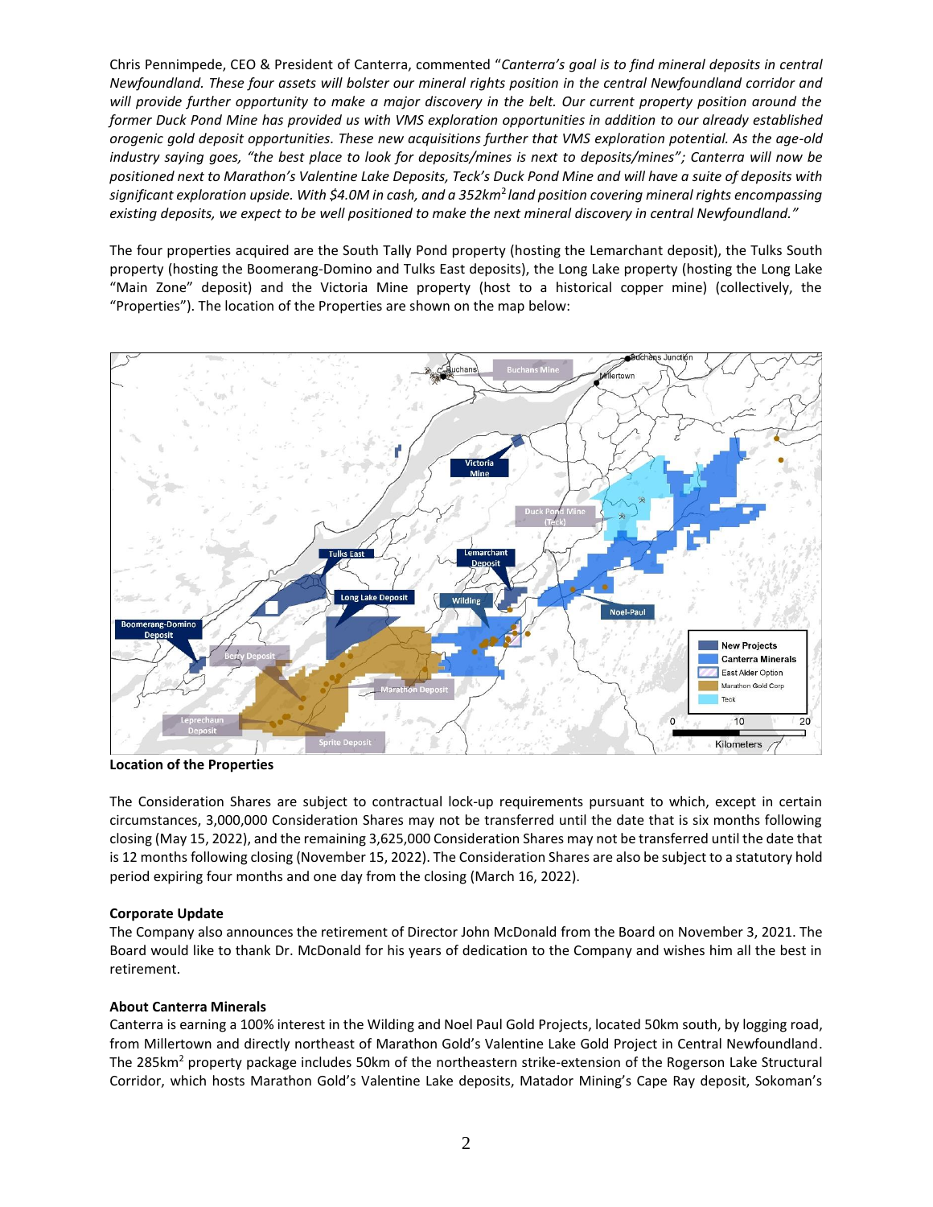Chris Pennimpede, CEO & President of Canterra, commented "*Canterra's goal is to find mineral deposits in central Newfoundland. These four assets will bolster our mineral rights position in the central Newfoundland corridor and will provide further opportunity to make a major discovery in the belt. Our current property position around the former Duck Pond Mine has provided us with VMS exploration opportunities in addition to our already established orogenic gold deposit opportunities. These new acquisitions further that VMS exploration potential. As the age-old industry saying goes, "the best place to look for deposits/mines is next to deposits/mines"; Canterra will now be positioned next to Marathon's Valentine Lake Deposits, Teck's Duck Pond Mine and will have a suite of deposits with significant exploration upside. With $4.0M in cash, and a 352km² land position covering mineral rights encompassing existing deposits, we expect to be well positioned to make the next mineral discovery in central Newfoundland.*"

The four properties acquired are the South Tally Pond property (hosting the Lemarchant deposit), the Tulks South property (hosting the Boomerang-Domino and Tulks East deposits), the Long Lake property (hosting the Long Lake "Main Zone" deposit) and the Victoria Mine property (host to a historical copper mine) (collectively, the "Properties"). The location of the Properties are shown on the map below:

**Location of the Properties**

The Consideration Shares are subject to contractual lock-up requirements pursuant to which, except in certain circumstances, 3,000,000 Consideration Shares may not be transferred until the date that is six months following closing (May 15, 2022), and the remaining 3,625,000 Consideration Shares may not be transferred until the date that is 12 months following closing (November 15, 2022). The Consideration Shares are also be subject to a statutory hold period expiring four months and one day from the closing (March 16, 2022).

**Corporate Update**

The Company also announces the retirement of Director John McDonald from the Board on November 3, 2021. The Board would like to thank Dr. McDonald for his years of dedication to the Company and wishes him all the best in retirement.

**About Canterra Minerals**

Canterra is earning a 100% interest in the Wilding and Noel Paul Gold Projects, located 50km south, by logging road, from Millertown and directly northeast of Marathon Gold's Valentine Lake Gold Project in Central Newfoundland. The 285km² property package includes 50km of the northeastern strike-extension of the Rogerson Lake Structural Corridor, which hosts Marathon Gold's Valentine Lake deposits, Matador Mining's Cape Ray deposit, Sokoman's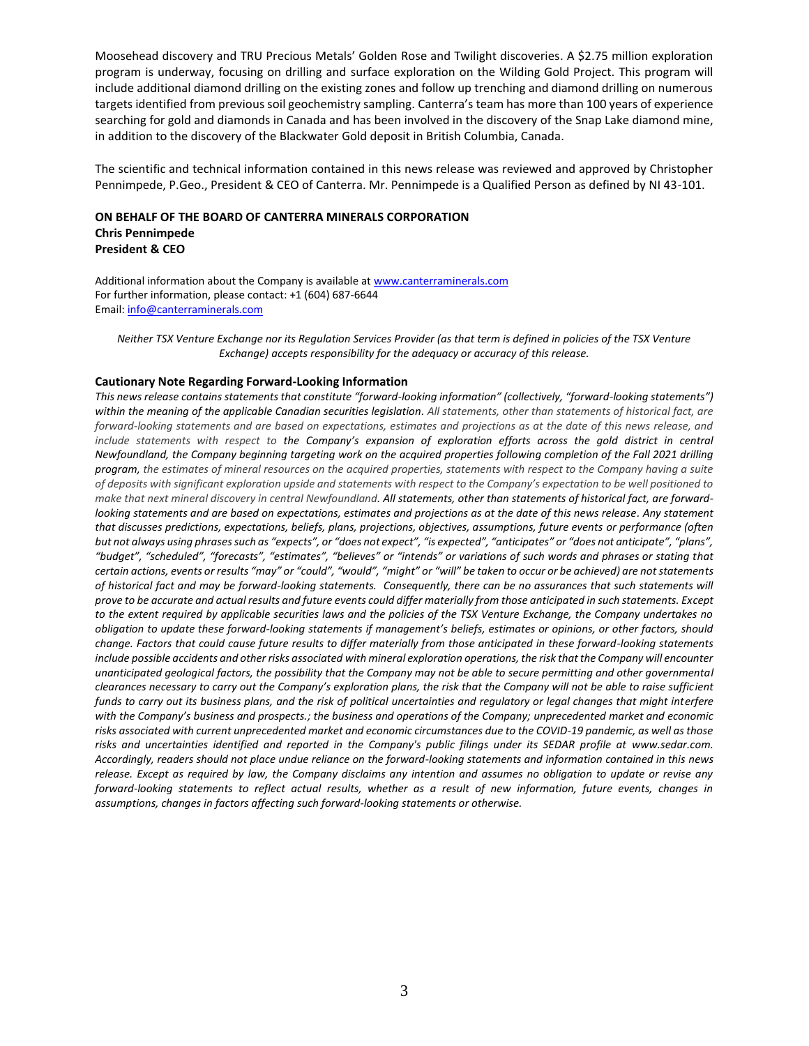Moosehead discovery and TRU Precious Metals' Golden Rose and Twilight discoveries. A $2.75 million exploration program is underway, focusing on drilling and surface exploration on the Wilding Gold Project. This program will include additional diamond drilling on the existing zones and follow up trenching and diamond drilling on numerous targets identified from previous soil geochemistry sampling. Canterra's team has more than 100 years of experience searching for gold and diamonds in Canada and has been involved in the discovery of the Snap Lake diamond mine, in addition to the discovery of the Blackwater Gold deposit in British Columbia, Canada.

The scientific and technical information contained in this news release was reviewed and approved by Christopher Pennimpede, P.Geo., President & CEO of Canterra. Mr. Pennimpede is a Qualified Person as defined by NI 43-101.

**ON BEHALF OF THE BOARD OF CANTERRA MINERALS CORPORATION**
**Chris Pennimpede**
**President & CEO**

Additional information about the Company is available at [www.canterraminerals.com](www.canterraminerals.com)
For further information, please contact: +1 (604) 687-6644
Email: [info@canterraminerals.com](mailto:info@canterraminerals.com)

*Neither TSX Venture Exchange nor its Regulation Services Provider (as that term is defined in policies of the TSX Venture Exchange) accepts responsibility for the adequacy or accuracy of this release.*

**Cautionary Note Regarding Forward-Looking Information**

*This news release contains statements that constitute "forward-looking information" (collectively, "forward-looking statements") within the meaning of the applicable Canadian securities legislation. All statements, other than statements of historical fact, are forward-looking statements and are based on expectations, estimates and projections as at the date of this news release, and include statements with respect to the Company's expansion of exploration efforts across the gold district in central Newfoundland, the Company beginning targeting work on the acquired properties following completion of the Fall 2021 drilling program, the estimates of mineral resources on the acquired properties, statements with respect to the Company having a suite of deposits with significant exploration upside and statements with respect to the Company's expectation to be well positioned to make that next mineral discovery in central Newfoundland. All statements, other than statements of historical fact, are forward-looking statements and are based on expectations, estimates and projections as at the date of this news release. Any statement that discusses predictions, expectations, beliefs, plans, projections, objectives, assumptions, future events or performance (often but not always using phrases such as "expects", or "does not expect", "is expected", "anticipates" or "does not anticipate", "plans", "budget", "scheduled", "forecasts", "estimates", "believes" or "intends" or variations of such words and phrases or stating that certain actions, events or results "may" or "could", "would", "might" or "will" be taken to occur or be achieved) are not statements of historical fact and may be forward-looking statements. Consequently, there can be no assurances that such statements will prove to be accurate and actual results and future events could differ materially from those anticipated in such statements. Except to the extent required by applicable securities laws and the policies of the TSX Venture Exchange, the Company undertakes no obligation to update these forward-looking statements if management's beliefs, estimates or opinions, or other factors, should change. Factors that could cause future results to differ materially from those anticipated in these forward-looking statements include possible accidents and other risks associated with mineral exploration operations, the risk that the Company will encounter unanticipated geological factors, the possibility that the Company may not be able to secure permitting and other governmental clearances necessary to carry out the Company's exploration plans, the risk that the Company will not be able to raise sufficient funds to carry out its business plans, and the risk of political uncertainties and regulatory or legal changes that might interfere with the Company's business and prospects.; the business and operations of the Company; unprecedented market and economic risks associated with current unprecedented market and economic circumstances due to the COVID-19 pandemic, as well as those risks and uncertainties identified and reported in the Company's public filings under its SEDAR profile at www.sedar.com. Accordingly, readers should not place undue reliance on the forward-looking statements and information contained in this news release. Except as required by law, the Company disclaims any intention and assumes no obligation to update or revise any forward-looking statements to reflect actual results, whether as a result of new information, future events, changes in assumptions, changes in factors affecting such forward-looking statements or otherwise.*